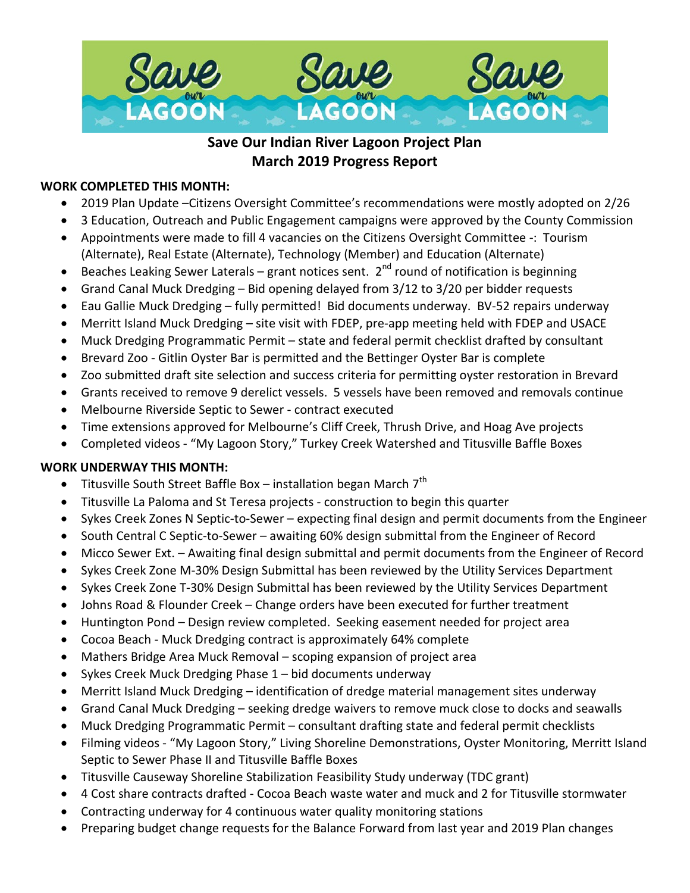# Save Our Indian River Lagoon Project Plan
## March 2019 Progress Report

**WORK COMPLETED THIS MONTH:**

- 2019 Plan Update –Citizens Oversight Committee's recommendations were mostly adopted on 2/26
- 3 Education, Outreach and Public Engagement campaigns were approved by the County Commission
- Appointments were made to fill 4 vacancies on the Citizens Oversight Committee -: Tourism (Alternate), Real Estate (Alternate), Technology (Member) and Education (Alternate)
- Beaches Leaking Sewer Laterals – grant notices sent. 2nd round of notification is beginning
- Grand Canal Muck Dredging – Bid opening delayed from 3/12 to 3/20 per bidder requests
- Eau Gallie Muck Dredging – fully permitted! Bid documents underway. BV-52 repairs underway
- Merritt Island Muck Dredging – site visit with FDEP, pre-app meeting held with FDEP and USACE
- Muck Dredging Programmatic Permit – state and federal permit checklist drafted by consultant
- Brevard Zoo - Gitlin Oyster Bar is permitted and the Bettinger Oyster Bar is complete
- Zoo submitted draft site selection and success criteria for permitting oyster restoration in Brevard
- Grants received to remove 9 derelict vessels. 5 vessels have been removed and removals continue
- Melbourne Riverside Septic to Sewer - contract executed
- Time extensions approved for Melbourne's Cliff Creek, Thrush Drive, and Hoag Ave projects
- Completed videos - "My Lagoon Story," Turkey Creek Watershed and Titusville Baffle Boxes

**WORK UNDERWAY THIS MONTH:**

- Titusville South Street Baffle Box – installation began March 7th
- Titusville La Paloma and St Teresa projects - construction to begin this quarter
- Sykes Creek Zones N Septic-to-Sewer – expecting final design and permit documents from the Engineer
- South Central C Septic-to-Sewer – awaiting 60% design submittal from the Engineer of Record
- Micco Sewer Ext. – Awaiting final design submittal and permit documents from the Engineer of Record
- Sykes Creek Zone M-30% Design Submittal has been reviewed by the Utility Services Department
- Sykes Creek Zone T-30% Design Submittal has been reviewed by the Utility Services Department
- Johns Road & Flounder Creek – Change orders have been executed for further treatment
- Huntington Pond – Design review completed. Seeking easement needed for project area
- Cocoa Beach - Muck Dredging contract is approximately 64% complete
- Mathers Bridge Area Muck Removal – scoping expansion of project area
- Sykes Creek Muck Dredging Phase 1 – bid documents underway
- Merritt Island Muck Dredging – identification of dredge material management sites underway
- Grand Canal Muck Dredging – seeking dredge waivers to remove muck close to docks and seawalls
- Muck Dredging Programmatic Permit – consultant drafting state and federal permit checklists
- Filming videos - "My Lagoon Story," Living Shoreline Demonstrations, Oyster Monitoring, Merritt Island Septic to Sewer Phase II and Titusville Baffle Boxes
- Titusville Causeway Shoreline Stabilization Feasibility Study underway (TDC grant)
- 4 Cost share contracts drafted - Cocoa Beach waste water and muck and 2 for Titusville stormwater
- Contracting underway for 4 continuous water quality monitoring stations
- Preparing budget change requests for the Balance Forward from last year and 2019 Plan changes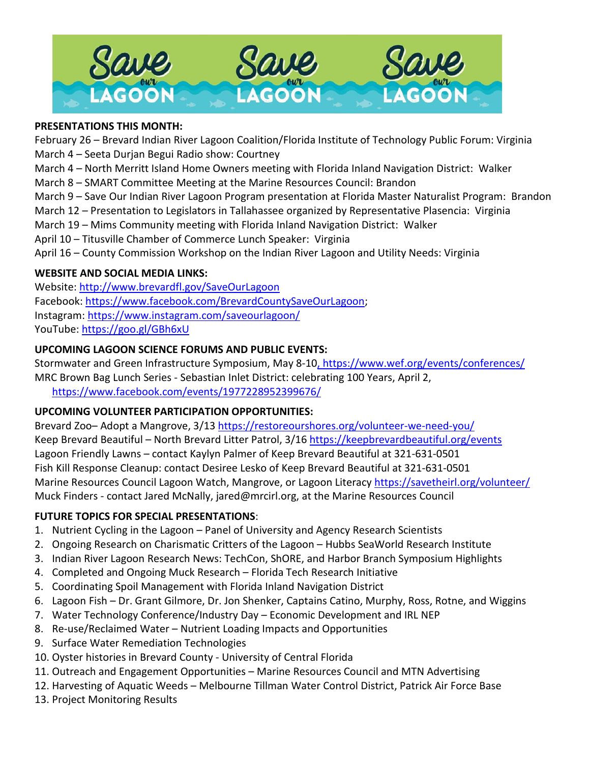**PRESENTATIONS THIS MONTH:**

February 26 – Brevard Indian River Lagoon Coalition/Florida Institute of Technology Public Forum: Virginia
March 4 – Seeta Durjan Begui Radio show: Courtney
March 4 – North Merritt Island Home Owners meeting with Florida Inland Navigation District: Walker
March 8 – SMART Committee Meeting at the Marine Resources Council: Brandon
March 9 – Save Our Indian River Lagoon Program presentation at Florida Master Naturalist Program: Brandon
March 12 – Presentation to Legislators in Tallahassee organized by Representative Plasencia: Virginia
March 19 – Mims Community meeting with Florida Inland Navigation District: Walker
April 10 – Titusville Chamber of Commerce Lunch Speaker: Virginia
April 16 – County Commission Workshop on the Indian River Lagoon and Utility Needs: Virginia

**WEBSITE AND SOCIAL MEDIA LINKS:**

Website: http://www.brevardfl.gov/SaveOurLagoon
Facebook: https://www.facebook.com/BrevardCountySaveOurLagoon;
Instagram: https://www.instagram.com/saveourlagoon/
YouTube: https://goo.gl/GBh6xU

**UPCOMING LAGOON SCIENCE FORUMS AND PUBLIC EVENTS:**

Stormwater and Green Infrastructure Symposium, May 8-10, https://www.wef.org/events/conferences/
MRC Brown Bag Lunch Series - Sebastian Inlet District: celebrating 100 Years, April 2,
https://www.facebook.com/events/1977228952399676/

**UPCOMING VOLUNTEER PARTICIPATION OPPORTUNITIES:**

Brevard Zoo– Adopt a Mangrove, 3/13 https://restoreourshores.org/volunteer-we-need-you/
Keep Brevard Beautiful – North Brevard Litter Patrol, 3/16 https://keepbrevardbeautiful.org/events
Lagoon Friendly Lawns – contact Kaylyn Palmer of Keep Brevard Beautiful at 321-631-0501
Fish Kill Response Cleanup: contact Desiree Lesko of Keep Brevard Beautiful at 321-631-0501
Marine Resources Council Lagoon Watch, Mangrove, or Lagoon Literacy https://savetheirl.org/volunteer/
Muck Finders - contact Jared McNally, jared@mrcirl.org, at the Marine Resources Council

**FUTURE TOPICS FOR SPECIAL PRESENTATIONS**:

1. Nutrient Cycling in the Lagoon – Panel of University and Agency Research Scientists
2. Ongoing Research on Charismatic Critters of the Lagoon – Hubbs SeaWorld Research Institute
3. Indian River Lagoon Research News: TechCon, ShORE, and Harbor Branch Symposium Highlights
4. Completed and Ongoing Muck Research – Florida Tech Research Initiative
5. Coordinating Spoil Management with Florida Inland Navigation District
6. Lagoon Fish – Dr. Grant Gilmore, Dr. Jon Shenker, Captains Catino, Murphy, Ross, Rotne, and Wiggins
7. Water Technology Conference/Industry Day – Economic Development and IRL NEP
8. Re-use/Reclaimed Water – Nutrient Loading Impacts and Opportunities
9. Surface Water Remediation Technologies
10. Oyster histories in Brevard County - University of Central Florida
11. Outreach and Engagement Opportunities – Marine Resources Council and MTN Advertising
12. Harvesting of Aquatic Weeds – Melbourne Tillman Water Control District, Patrick Air Force Base
13. Project Monitoring Results